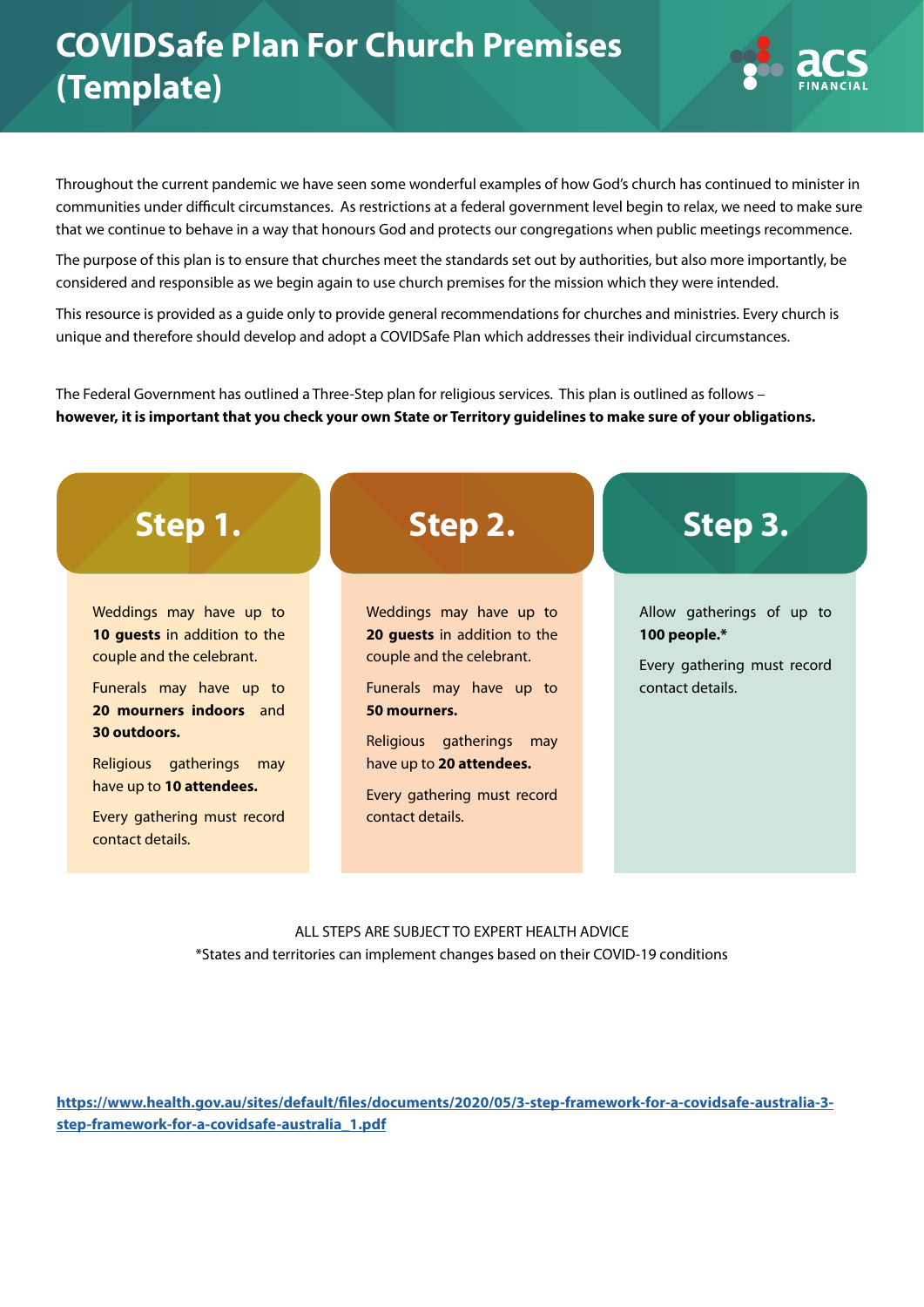# COVIDSafe Plan For Church Premises (Template)

Throughout the current pandemic we have seen some wonderful examples of how God's church has continued to minister in communities under difficult circumstances. As restrictions at a federal government level begin to relax, we need to make sure that we continue to behave in a way that honours God and protects our congregations when public meetings recommence.

The purpose of this plan is to ensure that churches meet the standards set out by authorities, but also more importantly, be considered and responsible as we begin again to use church premises for the mission which they were intended.

This resource is provided as a guide only to provide general recommendations for churches and ministries. Every church is unique and therefore should develop and adopt a COVIDSafe Plan which addresses their individual circumstances.

The Federal Government has outlined a Three-Step plan for religious services. This plan is outlined as follows – **however, it is important that you check your own State or Territory guidelines to make sure of your obligations.**

## Step 1.

Weddings may have up to **10 guests** in addition to the couple and the celebrant.

Funerals may have up to **20 mourners indoors** and **30 outdoors.**

Religious gatherings may have up to **10 attendees.**

Every gathering must record contact details.

## Step 2.

Weddings may have up to **20 guests** in addition to the couple and the celebrant.

Funerals may have up to **50 mourners.**

Religious gatherings may have up to **20 attendees.**

Every gathering must record contact details.

## Step 3.

Allow gatherings of up to **100 people.***

Every gathering must record contact details.

ALL STEPS ARE SUBJECT TO EXPERT HEALTH ADVICE

*States and territories can implement changes based on their COVID-19 conditions

**https://www.health.gov.au/sites/default/files/documents/2020/05/3-step-framework-for-a-covidsafe-australia-3-step-framework-for-a-covidsafe-australia_1.pdf**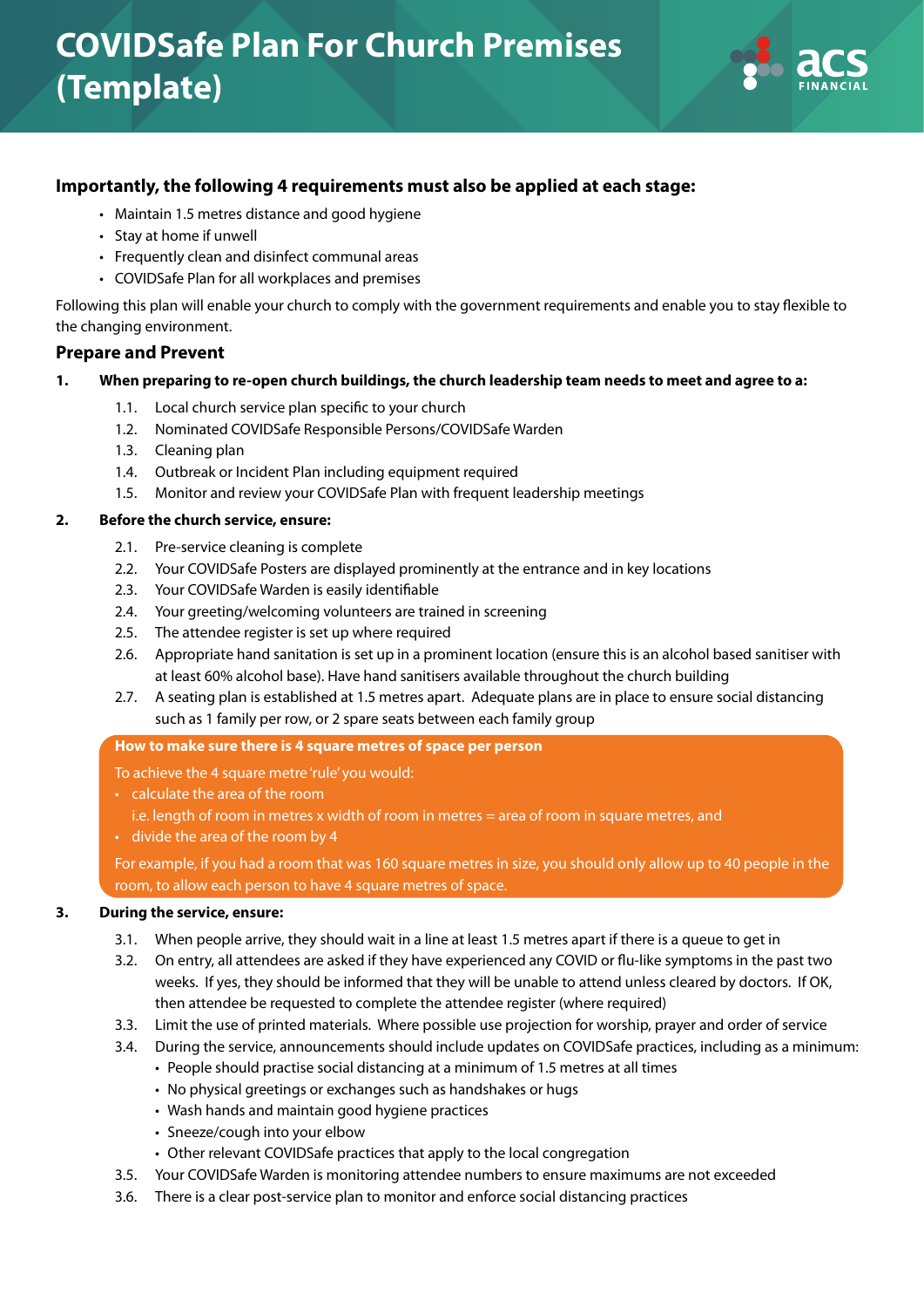# COVIDSafe Plan For Church Premises (Template)

### Importantly, the following 4 requirements must also be applied at each stage:

- Maintain 1.5 metres distance and good hygiene
- Stay at home if unwell
- Frequently clean and disinfect communal areas
- COVIDSafe Plan for all workplaces and premises

Following this plan will enable your church to comply with the government requirements and enable you to stay flexible to the changing environment.

## Prepare and Prevent

**1. When preparing to re-open church buildings, the church leadership team needs to meet and agree to a:**

- 1.1. Local church service plan specific to your church
- 1.2. Nominated COVIDSafe Responsible Persons/COVIDSafe Warden
- 1.3. Cleaning plan
- 1.4. Outbreak or Incident Plan including equipment required
- 1.5. Monitor and review your COVIDSafe Plan with frequent leadership meetings

**2. Before the church service, ensure:**

- 2.1. Pre-service cleaning is complete
- 2.2. Your COVIDSafe Posters are displayed prominently at the entrance and in key locations
- 2.3. Your COVIDSafe Warden is easily identifiable
- 2.4. Your greeting/welcoming volunteers are trained in screening
- 2.5. The attendee register is set up where required
- 2.6. Appropriate hand sanitation is set up in a prominent location (ensure this is an alcohol based sanitiser with at least 60% alcohol base). Have hand sanitisers available throughout the church building
- 2.7. A seating plan is established at 1.5 metres apart. Adequate plans are in place to ensure social distancing such as 1 family per row, or 2 spare seats between each family group

> **How to make sure there is 4 square metres of space per person**
>
> To achieve the 4 square metre 'rule' you would:
>
> - calculate the area of the room
>
>   i.e. length of room in metres x width of room in metres = area of room in square metres, and
> - divide the area of the room by 4
>
> For example, if you had a room that was 160 square metres in size, you should only allow up to 40 people in the room, to allow each person to have 4 square metres of space.

**3. During the service, ensure:**

- 3.1. When people arrive, they should wait in a line at least 1.5 metres apart if there is a queue to get in
- 3.2. On entry, all attendees are asked if they have experienced any COVID or flu-like symptoms in the past two weeks. If yes, they should be informed that they will be unable to attend unless cleared by doctors. If OK, then attendee be requested to complete the attendee register (where required)
- 3.3. Limit the use of printed materials. Where possible use projection for worship, prayer and order of service
- 3.4. During the service, announcements should include updates on COVIDSafe practices, including as a minimum:
  - People should practise social distancing at a minimum of 1.5 metres at all times
  - No physical greetings or exchanges such as handshakes or hugs
  - Wash hands and maintain good hygiene practices
  - Sneeze/cough into your elbow
  - Other relevant COVIDSafe practices that apply to the local congregation
- 3.5. Your COVIDSafe Warden is monitoring attendee numbers to ensure maximums are not exceeded
- 3.6. There is a clear post-service plan to monitor and enforce social distancing practices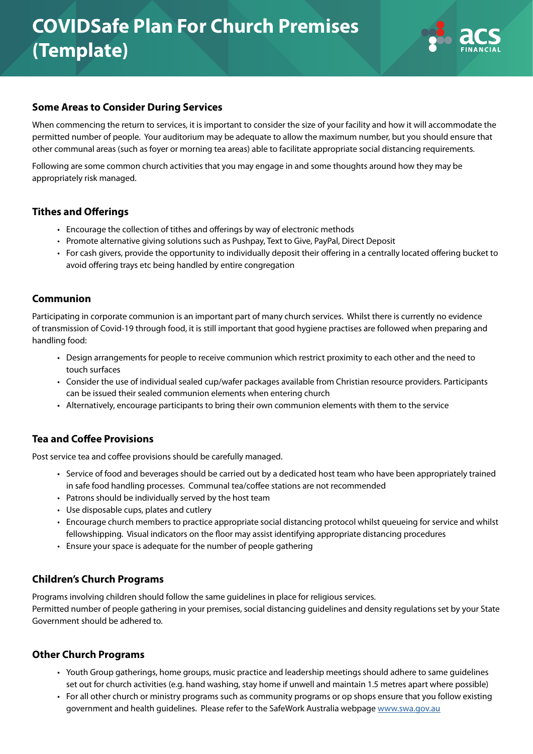# COVIDSafe Plan For Church Premises (Template)

## Some Areas to Consider During Services

When commencing the return to services, it is important to consider the size of your facility and how it will accommodate the permitted number of people. Your auditorium may be adequate to allow the maximum number, but you should ensure that other communal areas (such as foyer or morning tea areas) able to facilitate appropriate social distancing requirements.

Following are some common church activities that you may engage in and some thoughts around how they may be appropriately risk managed.

## Tithes and Offerings

- Encourage the collection of tithes and offerings by way of electronic methods
- Promote alternative giving solutions such as Pushpay, Text to Give, PayPal, Direct Deposit
- For cash givers, provide the opportunity to individually deposit their offering in a centrally located offering bucket to avoid offering trays etc being handled by entire congregation

## Communion

Participating in corporate communion is an important part of many church services. Whilst there is currently no evidence of transmission of Covid-19 through food, it is still important that good hygiene practises are followed when preparing and handling food:

- Design arrangements for people to receive communion which restrict proximity to each other and the need to touch surfaces
- Consider the use of individual sealed cup/wafer packages available from Christian resource providers. Participants can be issued their sealed communion elements when entering church
- Alternatively, encourage participants to bring their own communion elements with them to the service

## Tea and Coffee Provisions

Post service tea and coffee provisions should be carefully managed.

- Service of food and beverages should be carried out by a dedicated host team who have been appropriately trained in safe food handling processes. Communal tea/coffee stations are not recommended
- Patrons should be individually served by the host team
- Use disposable cups, plates and cutlery
- Encourage church members to practice appropriate social distancing protocol whilst queueing for service and whilst fellowshipping. Visual indicators on the floor may assist identifying appropriate distancing procedures
- Ensure your space is adequate for the number of people gathering

## Children's Church Programs

Programs involving children should follow the same guidelines in place for religious services.
Permitted number of people gathering in your premises, social distancing guidelines and density regulations set by your State Government should be adhered to.

## Other Church Programs

- Youth Group gatherings, home groups, music practice and leadership meetings should adhere to same guidelines set out for church activities (e.g. hand washing, stay home if unwell and maintain 1.5 metres apart where possible)
- For all other church or ministry programs such as community programs or op shops ensure that you follow existing government and health guidelines. Please refer to the SafeWork Australia webpage www.swa.gov.au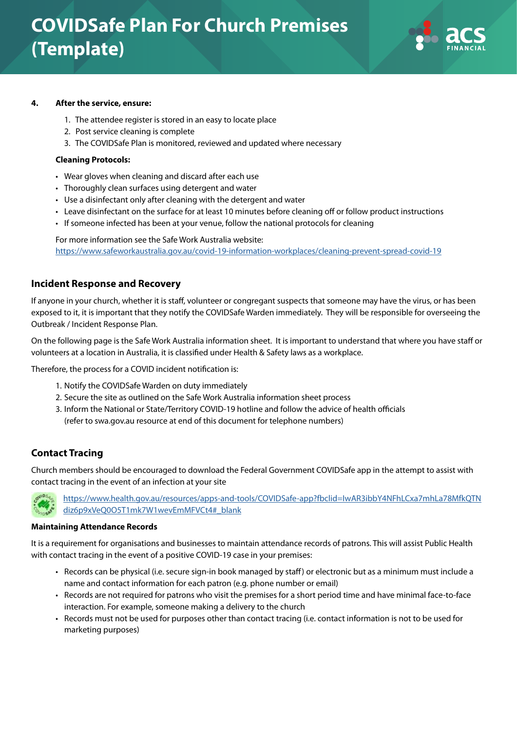**4. After the service, ensure:**

1. The attendee register is stored in an easy to locate place
2. Post service cleaning is complete
3. The COVIDSafe Plan is monitored, reviewed and updated where necessary

**Cleaning Protocols:**

- Wear gloves when cleaning and discard after each use
- Thoroughly clean surfaces using detergent and water
- Use a disinfectant only after cleaning with the detergent and water
- Leave disinfectant on the surface for at least 10 minutes before cleaning off or follow product instructions
- If someone infected has been at your venue, follow the national protocols for cleaning

For more information see the Safe Work Australia website:
https://www.safeworkaustralia.gov.au/covid-19-information-workplaces/cleaning-prevent-spread-covid-19

## Incident Response and Recovery

If anyone in your church, whether it is staff, volunteer or congregant suspects that someone may have the virus, or has been exposed to it, it is important that they notify the COVIDSafe Warden immediately. They will be responsible for overseeing the Outbreak / Incident Response Plan.

On the following page is the Safe Work Australia information sheet. It is important to understand that where you have staff or volunteers at a location in Australia, it is classified under Health & Safety laws as a workplace.

Therefore, the process for a COVID incident notification is:

1. Notify the COVIDSafe Warden on duty immediately
2. Secure the site as outlined on the Safe Work Australia information sheet process
3. Inform the National or State/Territory COVID-19 hotline and follow the advice of health officials (refer to swa.gov.au resource at end of this document for telephone numbers)

## Contact Tracing

Church members should be encouraged to download the Federal Government COVIDSafe app in the attempt to assist with contact tracing in the event of an infection at your site

https://www.health.gov.au/resources/apps-and-tools/COVIDSafe-app?fbclid=IwAR3ibbY4NFhLCxa7mhLa78MfkQTNdiz6p9xVeQ0O5T1mk7W1wevEmMFVCt4#_blank

**Maintaining Attendance Records**

It is a requirement for organisations and businesses to maintain attendance records of patrons. This will assist Public Health with contact tracing in the event of a positive COVID-19 case in your premises:

- Records can be physical (i.e. secure sign-in book managed by staff) or electronic but as a minimum must include a name and contact information for each patron (e.g. phone number or email)
- Records are not required for patrons who visit the premises for a short period time and have minimal face-to-face interaction. For example, someone making a delivery to the church
- Records must not be used for purposes other than contact tracing (i.e. contact information is not to be used for marketing purposes)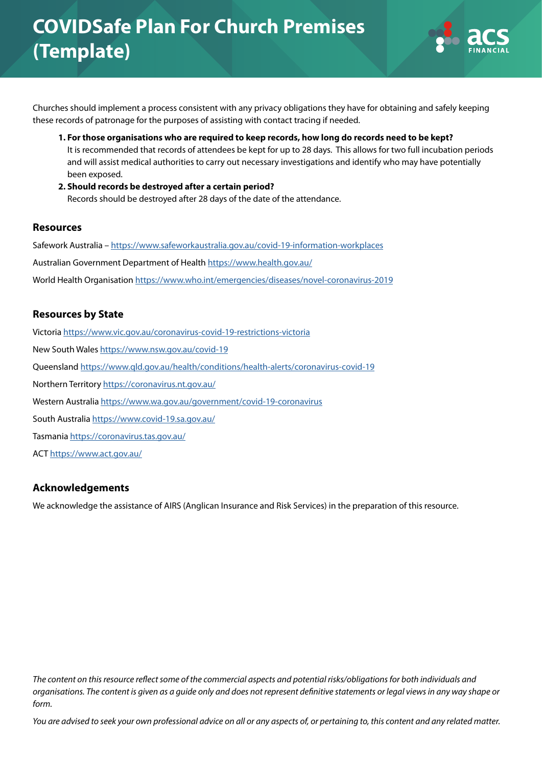# COVIDSafe Plan For Church Premises (Template)

Churches should implement a process consistent with any privacy obligations they have for obtaining and safely keeping these records of patronage for the purposes of assisting with contact tracing if needed.

1. **For those organisations who are required to keep records, how long do records need to be kept?**
   It is recommended that records of attendees be kept for up to 28 days. This allows for two full incubation periods and will assist medical authorities to carry out necessary investigations and identify who may have potentially been exposed.
2. **Should records be destroyed after a certain period?**
   Records should be destroyed after 28 days of the date of the attendance.

## Resources

Safework Australia – https://www.safeworkaustralia.gov.au/covid-19-information-workplaces

Australian Government Department of Health https://www.health.gov.au/

World Health Organisation https://www.who.int/emergencies/diseases/novel-coronavirus-2019

## Resources by State

Victoria https://www.vic.gov.au/coronavirus-covid-19-restrictions-victoria

New South Wales https://www.nsw.gov.au/covid-19

Queensland https://www.qld.gov.au/health/conditions/health-alerts/coronavirus-covid-19

Northern Territory https://coronavirus.nt.gov.au/

Western Australia https://www.wa.gov.au/government/covid-19-coronavirus

South Australia https://www.covid-19.sa.gov.au/

Tasmania https://coronavirus.tas.gov.au/

ACT https://www.act.gov.au/

## Acknowledgements

We acknowledge the assistance of AIRS (Anglican Insurance and Risk Services) in the preparation of this resource.

*The content on this resource reflect some of the commercial aspects and potential risks/obligations for both individuals and organisations. The content is given as a guide only and does not represent definitive statements or legal views in any way shape or form.*

*You are advised to seek your own professional advice on all or any aspects of, or pertaining to, this content and any related matter.*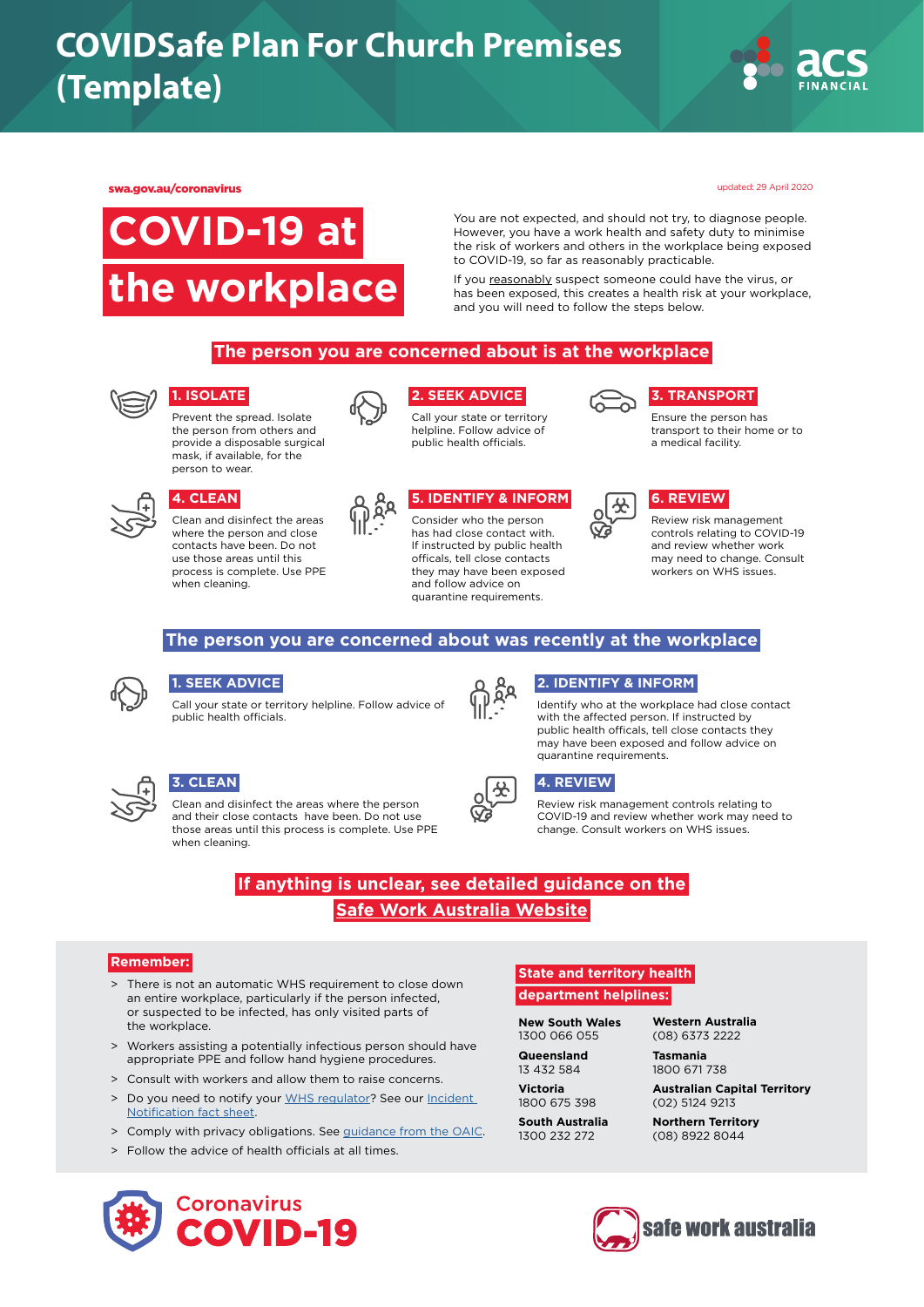# COVIDSafe Plan For Church Premises (Template)

acs FINANCIAL

swa.gov.au/coronavirus

updated: 29 April 2020

# COVID-19 at the workplace

You are not expected, and should not try, to diagnose people. However, you have a work health and safety duty to minimise the risk of workers and others in the workplace being exposed to COVID-19, so far as reasonably practicable.

If you reasonably suspect someone could have the virus, or has been exposed, this creates a health risk at your workplace, and you will need to follow the steps below.

## The person you are concerned about is at the workplace

### 1. ISOLATE

Prevent the spread. Isolate the person from others and provide a disposable surgical mask, if available, for the person to wear.

### 2. SEEK ADVICE

Call your state or territory helpline. Follow advice of public health officials.

### 3. TRANSPORT

Ensure the person has transport to their home or to a medical facility.

### 4. CLEAN

Clean and disinfect the areas where the person and close contacts have been. Do not use those areas until this process is complete. Use PPE when cleaning.

### 5. IDENTIFY & INFORM

Consider who the person has had close contact with. If instructed by public health officials, tell close contacts they may have been exposed and follow advice on quarantine requirements.

### 6. REVIEW

Review risk management controls relating to COVID-19 and review whether work may need to change. Consult workers on WHS issues.

## The person you are concerned about was recently at the workplace

### 1. SEEK ADVICE

Call your state or territory helpline. Follow advice of public health officials.

### 2. IDENTIFY & INFORM

Identify who at the workplace had close contact with the affected person. If instructed by public health officials, tell close contacts they may have been exposed and follow advice on quarantine requirements.

### 3. CLEAN

Clean and disinfect the areas where the person and their close contacts have been. Do not use those areas until this process is complete. Use PPE when cleaning.

### 4. REVIEW

Review risk management controls relating to COVID-19 and review whether work may need to change. Consult workers on WHS issues.

## If anything is unclear, see detailed guidance on the Safe Work Australia Website

### Remember:

- There is not an automatic WHS requirement to close down an entire workplace, particularly if the person infected, or suspected to be infected, has only visited parts of the workplace.
- Workers assisting a potentially infectious person should have appropriate PPE and follow hand hygiene procedures.
- Consult with workers and allow them to raise concerns.
- Do you need to notify your WHS regulator? See our Incident Notification fact sheet.
- Comply with privacy obligations. See guidance from the OAIC.
- Follow the advice of health officials at all times.

### State and territory health department helplines:

**New South Wales**
1300 066 055

**Queensland**
13 432 584

**Victoria**
1800 675 398

**South Australia**
1300 232 272

**Western Australia**
(08) 6373 2222

**Tasmania**
1800 671 738

**Australian Capital Territory**
(02) 5124 9213

**Northern Territory**
(08) 8922 8044

Coronavirus COVID-19

safe work australia